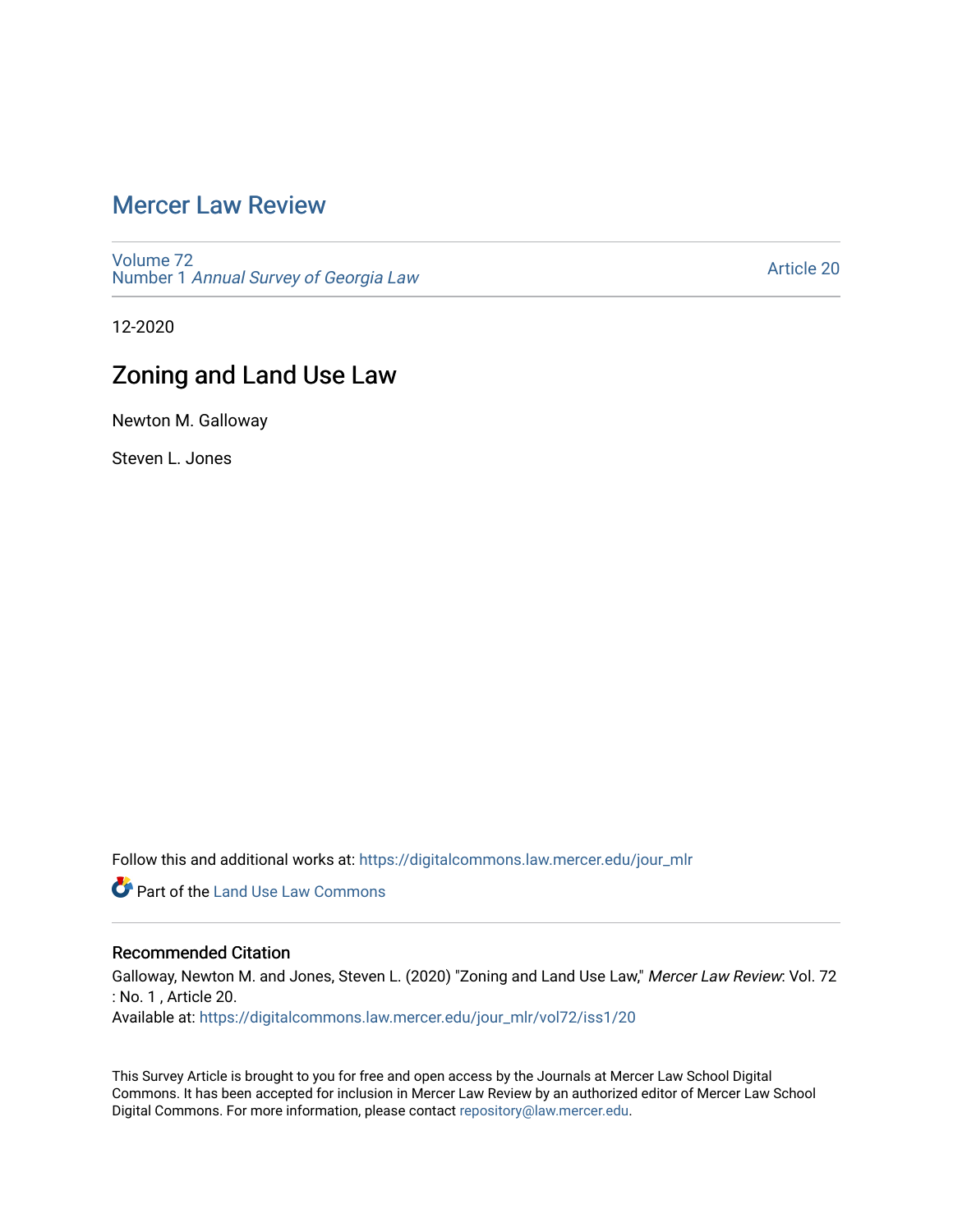# Mercer Law Review

Volume 72
Number 1 *Annual Survey of Georgia Law*

Article 20

12-2020

## Zoning and Land Use Law

Newton M. Galloway

Steven L. Jones

Follow this and additional works at: https://digitalcommons.law.mercer.edu/jour_mlr

Part of the Land Use Law Commons

### Recommended Citation

Galloway, Newton M. and Jones, Steven L. (2020) "Zoning and Land Use Law," *Mercer Law Review*: Vol. 72 : No. 1 , Article 20.
Available at: https://digitalcommons.law.mercer.edu/jour_mlr/vol72/iss1/20

This Survey Article is brought to you for free and open access by the Journals at Mercer Law School Digital Commons. It has been accepted for inclusion in Mercer Law Review by an authorized editor of Mercer Law School Digital Commons. For more information, please contact repository@law.mercer.edu.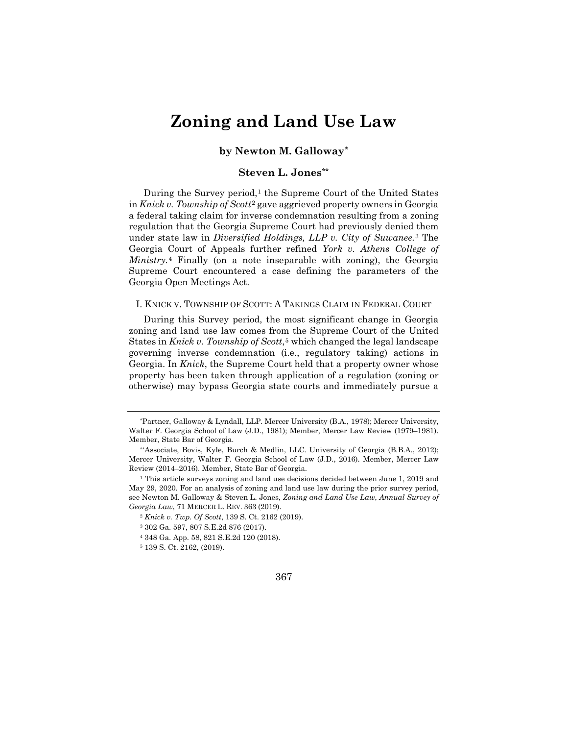# Zoning and Land Use Law

**by Newton M. Galloway[*]**

**Steven L. Jones[**]**

During the Survey period,[1] the Supreme Court of the United States in *Knick v. Township of Scott*[2] gave aggrieved property owners in Georgia a federal taking claim for inverse condemnation resulting from a zoning regulation that the Georgia Supreme Court had previously denied them under state law in *Diversified Holdings, LLP v. City of Suwanee.*[3] The Georgia Court of Appeals further refined *York v. Athens College of Ministry.*[4] Finally (on a note inseparable with zoning), the Georgia Supreme Court encountered a case defining the parameters of the Georgia Open Meetings Act.

## I. Knick v. Township of Scott: A Takings Claim in Federal Court

During this Survey period, the most significant change in Georgia zoning and land use law comes from the Supreme Court of the United States in *Knick v. Township of Scott*,[5] which changed the legal landscape governing inverse condemnation (i.e., regulatory taking) actions in Georgia. In *Knick*, the Supreme Court held that a property owner whose property has been taken through application of a regulation (zoning or otherwise) may bypass Georgia state courts and immediately pursue a

---

[*] Partner, Galloway & Lyndall, LLP. Mercer University (B.A., 1978); Mercer University, Walter F. George School of Law (J.D., 1981); Member, Mercer Law Review (1979–1981). Member, State Bar of Georgia.

[**] Associate, Bovis, Kyle, Burch & Medlin, LLC. University of Georgia (B.B.A., 2012); Mercer University, Walter F. George School of Law (J.D., 2016). Member, Mercer Law Review (2014–2016). Member, State Bar of Georgia.

[1] This article surveys zoning and land use decisions decided between June 1, 2019 and May 29, 2020. For an analysis of zoning and land use law during the prior survey period, see Newton M. Galloway & Steven L. Jones, *Zoning and Land Use Law*, *Annual Survey of Georgia Law*, 71 MERCER L. REV. 363 (2019).

[2] *Knick v. Twp. Of Scott*, 139 S. Ct. 2162 (2019).

[3] 302 Ga. 597, 807 S.E.2d 876 (2017).

[4] 348 Ga. App. 58, 821 S.E.2d 120 (2018).

[5] 139 S. Ct. 2162, (2019).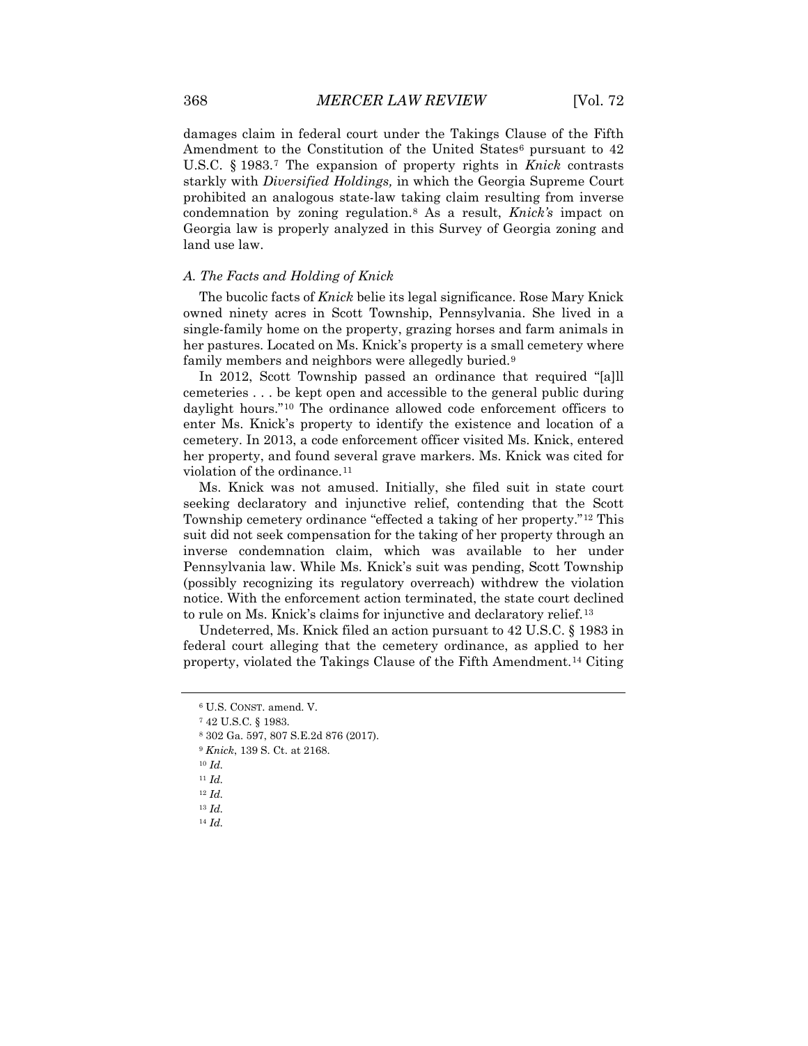damages claim in federal court under the Takings Clause of the Fifth Amendment to the Constitution of the United States[6] pursuant to 42 U.S.C. § 1983.[7] The expansion of property rights in *Knick* contrasts starkly with *Diversified Holdings,* in which the Georgia Supreme Court prohibited an analogous state-law taking claim resulting from inverse condemnation by zoning regulation.[8] As a result, *Knick's* impact on Georgia law is properly analyzed in this Survey of Georgia zoning and land use law.

### *A. The Facts and Holding of Knick*

The bucolic facts of *Knick* belie its legal significance. Rose Mary Knick owned ninety acres in Scott Township, Pennsylvania. She lived in a single-family home on the property, grazing horses and farm animals in her pastures. Located on Ms. Knick's property is a small cemetery where family members and neighbors were allegedly buried.[9]

In 2012, Scott Township passed an ordinance that required "[a]ll cemeteries . . . be kept open and accessible to the general public during daylight hours."[10] The ordinance allowed code enforcement officers to enter Ms. Knick's property to identify the existence and location of a cemetery. In 2013, a code enforcement officer visited Ms. Knick, entered her property, and found several grave markers. Ms. Knick was cited for violation of the ordinance.[11]

Ms. Knick was not amused. Initially, she filed suit in state court seeking declaratory and injunctive relief, contending that the Scott Township cemetery ordinance "effected a taking of her property."[12] This suit did not seek compensation for the taking of her property through an inverse condemnation claim, which was available to her under Pennsylvania law. While Ms. Knick's suit was pending, Scott Township (possibly recognizing its regulatory overreach) withdrew the violation notice. With the enforcement action terminated, the state court declined to rule on Ms. Knick's claims for injunctive and declaratory relief.[13]

Undeterred, Ms. Knick filed an action pursuant to 42 U.S.C. § 1983 in federal court alleging that the cemetery ordinance, as applied to her property, violated the Takings Clause of the Fifth Amendment.[14] Citing

---

[6] U.S. CONST. amend. V.

[7] 42 U.S.C. § 1983.

[8] 302 Ga. 597, 807 S.E.2d 876 (2017).

[9] *Knick*, 139 S. Ct. at 2168.

[10] *Id.*

[11] *Id.*

[12] *Id.*

[13] *Id.*

[14] *Id.*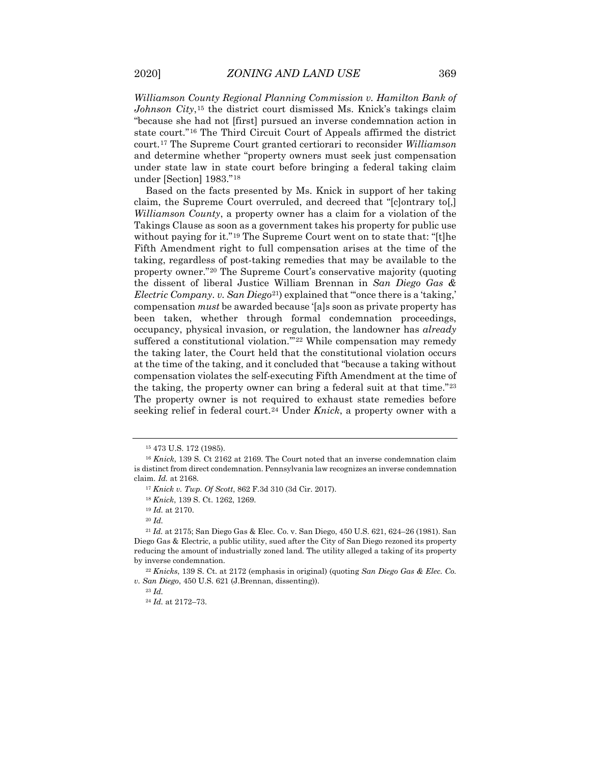*Williamson County Regional Planning Commission v. Hamilton Bank of Johnson City*,[15] the district court dismissed Ms. Knick's takings claim "because she had not [first] pursued an inverse condemnation action in state court."[16] The Third Circuit Court of Appeals affirmed the district court.[17] The Supreme Court granted certiorari to reconsider *Williamson* and determine whether "property owners must seek just compensation under state law in state court before bringing a federal taking claim under [Section] 1983."[18]

Based on the facts presented by Ms. Knick in support of her taking claim, the Supreme Court overruled, and decreed that "[c]ontrary to[,] *Williamson County*, a property owner has a claim for a violation of the Takings Clause as soon as a government takes his property for public use without paying for it."[19] The Supreme Court went on to state that: "[t]he Fifth Amendment right to full compensation arises at the time of the taking, regardless of post-taking remedies that may be available to the property owner."[20] The Supreme Court's conservative majority (quoting the dissent of liberal Justice William Brennan in *San Diego Gas & Electric Company. v. San Diego*[21]) explained that "'once there is a 'taking,' compensation *must* be awarded because '[a]s soon as private property has been taken, whether through formal condemnation proceedings, occupancy, physical invasion, or regulation, the landowner has *already* suffered a constitutional violation.'"[22] While compensation may remedy the taking later, the Court held that the constitutional violation occurs at the time of the taking, and it concluded that "because a taking without compensation violates the self-executing Fifth Amendment at the time of the taking, the property owner can bring a federal suit at that time."[23] The property owner is not required to exhaust state remedies before seeking relief in federal court.[24] Under *Knick*, a property owner with a

---

[15] 473 U.S. 172 (1985).

[16] *Knick*, 139 S. Ct 2162 at 2169. The Court noted that an inverse condemnation claim is distinct from direct condemnation. Pennsylvania law recognizes an inverse condemnation claim. *Id.* at 2168.

[17] *Knick v. Twp. Of Scott*, 862 F.3d 310 (3d Cir. 2017).

[18] *Knick*, 139 S. Ct. 1262, 1269.

[19] *Id.* at 2170.

[20] *Id.*

[21] *Id.* at 2175; San Diego Gas & Elec. Co. v. San Diego, 450 U.S. 621, 624–26 (1981). San Diego Gas & Electric, a public utility, sued after the City of San Diego rezoned its property reducing the amount of industrially zoned land. The utility alleged a taking of its property by inverse condemnation.

[22] *Knicks*, 139 S. Ct. at 2172 (emphasis in original) (quoting *San Diego Gas & Elec. Co. v. San Diego*, 450 U.S. 621 (J.Brennan, dissenting)).

[23] *Id.*

[24] *Id.* at 2172–73.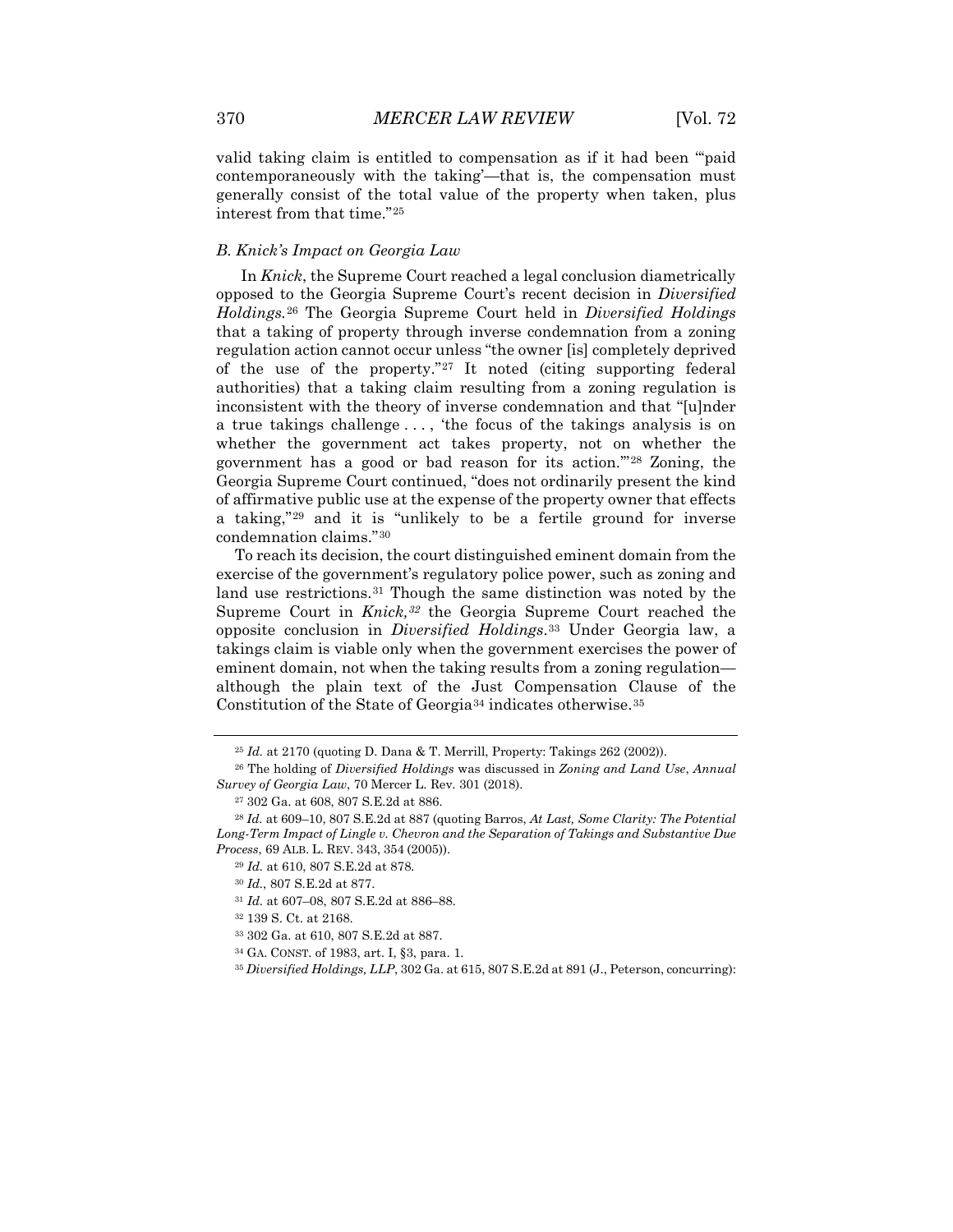valid taking claim is entitled to compensation as if it had been "'paid contemporaneously with the taking'—that is, the compensation must generally consist of the total value of the property when taken, plus interest from that time."[25]

### *B. Knick's Impact on Georgia Law*

In *Knick*, the Supreme Court reached a legal conclusion diametrically opposed to the Georgia Supreme Court's recent decision in *Diversified Holdings.*[26] The Georgia Supreme Court held in *Diversified Holdings* that a taking of property through inverse condemnation from a zoning regulation action cannot occur unless "the owner [is] completely deprived of the use of the property."[27] It noted (citing supporting federal authorities) that a taking claim resulting from a zoning regulation is inconsistent with the theory of inverse condemnation and that "[u]nder a true takings challenge . . . , 'the focus of the takings analysis is on whether the government act takes property, not on whether the government has a good or bad reason for its action.'"[28] Zoning, the Georgia Supreme Court continued, "does not ordinarily present the kind of affirmative public use at the expense of the property owner that effects a taking,"[29] and it is "unlikely to be a fertile ground for inverse condemnation claims."[30]

To reach its decision, the court distinguished eminent domain from the exercise of the government's regulatory police power, such as zoning and land use restrictions.[31] Though the same distinction was noted by the Supreme Court in *Knick,*[32] the Georgia Supreme Court reached the opposite conclusion in *Diversified Holdings*.[33] Under Georgia law, a takings claim is viable only when the government exercises the power of eminent domain, not when the taking results from a zoning regulation—although the plain text of the Just Compensation Clause of the Constitution of the State of Georgia[34] indicates otherwise.[35]

---

[25] *Id.* at 2170 (quoting D. Dana & T. Merrill, Property: Takings 262 (2002)).

[26] The holding of *Diversified Holdings* was discussed in *Zoning and Land Use*, *Annual Survey of Georgia Law*, 70 Mercer L. Rev. 301 (2018).

[27] 302 Ga. at 608, 807 S.E.2d at 886.

[28] *Id.* at 609–10, 807 S.E.2d at 887 (quoting Barros, *At Last, Some Clarity: The Potential Long-Term Impact of Lingle v. Chevron and the Separation of Takings and Substantive Due Process*, 69 ALB. L. REV. 343, 354 (2005)).

[29] *Id.* at 610, 807 S.E.2d at 878.

[30] *Id.*, 807 S.E.2d at 877.

[31] *Id.* at 607–08, 807 S.E.2d at 886–88.

[32] 139 S. Ct. at 2168.

[33] 302 Ga. at 610, 807 S.E.2d at 887.

[34] GA. CONST. of 1983, art. I, §3, para. 1.

[35] *Diversified Holdings, LLP*, 302 Ga. at 615, 807 S.E.2d at 891 (J., Peterson, concurring):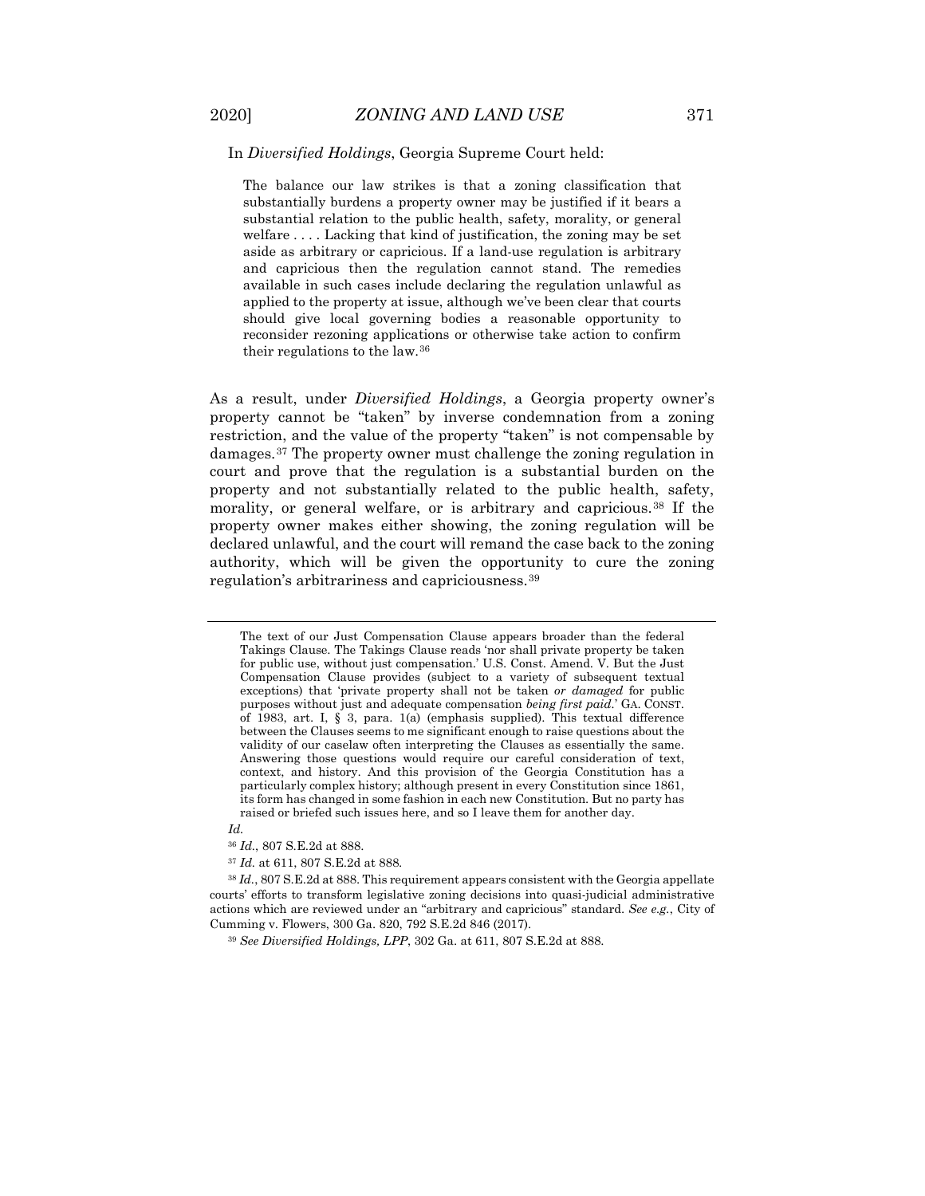In *Diversified Holdings*, Georgia Supreme Court held:

> The balance our law strikes is that a zoning classification that substantially burdens a property owner may be justified if it bears a substantial relation to the public health, safety, morality, or general welfare . . . . Lacking that kind of justification, the zoning may be set aside as arbitrary or capricious. If a land-use regulation is arbitrary and capricious then the regulation cannot stand. The remedies available in such cases include declaring the regulation unlawful as applied to the property at issue, although we've been clear that courts should give local governing bodies a reasonable opportunity to reconsider rezoning applications or otherwise take action to confirm their regulations to the law.[36]

As a result, under *Diversified Holdings*, a Georgia property owner's property cannot be "taken" by inverse condemnation from a zoning restriction, and the value of the property "taken" is not compensable by damages.[37] The property owner must challenge the zoning regulation in court and prove that the regulation is a substantial burden on the property and not substantially related to the public health, safety, morality, or general welfare, or is arbitrary and capricious.[38] If the property owner makes either showing, the zoning regulation will be declared unlawful, and the court will remand the case back to the zoning authority, which will be given the opportunity to cure the zoning regulation's arbitrariness and capriciousness.[39]

---

> The text of our Just Compensation Clause appears broader than the federal Takings Clause. The Takings Clause reads 'nor shall private property be taken for public use, without just compensation.' U.S. Const. Amend. V. But the Just Compensation Clause provides (subject to a variety of subsequent textual exceptions) that 'private property shall not be taken *or damaged* for public purposes without just and adequate compensation *being first paid*.' GA. CONST. of 1983, art. I, § 3, para. 1(a) (emphasis supplied). This textual difference between the Clauses seems to me significant enough to raise questions about the validity of our caselaw often interpreting the Clauses as essentially the same. Answering those questions would require our careful consideration of text, context, and history. And this provision of the Georgia Constitution has a particularly complex history; although present in every Constitution since 1861, its form has changed in some fashion in each new Constitution. But no party has raised or briefed such issues here, and so I leave them for another day.

*Id.*

[36] *Id.*, 807 S.E.2d at 888.

[37] *Id.* at 611, 807 S.E.2d at 888.

[38] *Id.*, 807 S.E.2d at 888. This requirement appears consistent with the Georgia appellate courts' efforts to transform legislative zoning decisions into quasi-judicial administrative actions which are reviewed under an "arbitrary and capricious" standard. *See e.g.*, City of Cumming v. Flowers, 300 Ga. 820, 792 S.E.2d 846 (2017).

[39] *See Diversified Holdings, LPP*, 302 Ga. at 611, 807 S.E.2d at 888.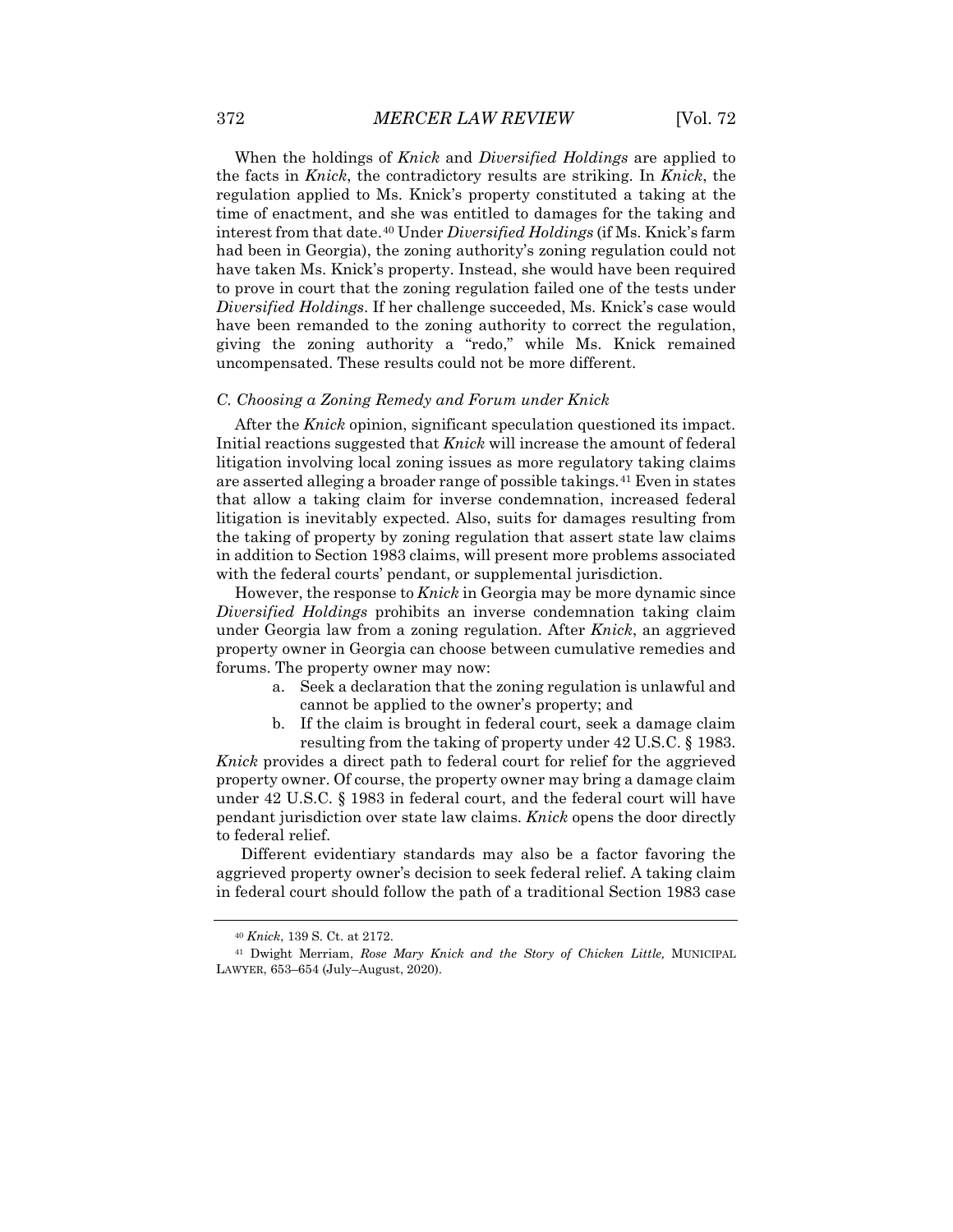When the holdings of *Knick* and *Diversified Holdings* are applied to the facts in *Knick*, the contradictory results are striking. In *Knick*, the regulation applied to Ms. Knick's property constituted a taking at the time of enactment, and she was entitled to damages for the taking and interest from that date.[40] Under *Diversified Holdings* (if Ms. Knick's farm had been in Georgia), the zoning authority's zoning regulation could not have taken Ms. Knick's property. Instead, she would have been required to prove in court that the zoning regulation failed one of the tests under *Diversified Holdings*. If her challenge succeeded, Ms. Knick's case would have been remanded to the zoning authority to correct the regulation, giving the zoning authority a "redo," while Ms. Knick remained uncompensated. These results could not be more different.

### *C. Choosing a Zoning Remedy and Forum under Knick*

After the *Knick* opinion, significant speculation questioned its impact. Initial reactions suggested that *Knick* will increase the amount of federal litigation involving local zoning issues as more regulatory taking claims are asserted alleging a broader range of possible takings.[41] Even in states that allow a taking claim for inverse condemnation, increased federal litigation is inevitably expected. Also, suits for damages resulting from the taking of property by zoning regulation that assert state law claims in addition to Section 1983 claims, will present more problems associated with the federal courts' pendant, or supplemental jurisdiction.

However, the response to *Knick* in Georgia may be more dynamic since *Diversified Holdings* prohibits an inverse condemnation taking claim under Georgia law from a zoning regulation. After *Knick*, an aggrieved property owner in Georgia can choose between cumulative remedies and forums. The property owner may now:

a. Seek a declaration that the zoning regulation is unlawful and cannot be applied to the owner's property; and
b. If the claim is brought in federal court, seek a damage claim resulting from the taking of property under 42 U.S.C. § 1983.

*Knick* provides a direct path to federal court for relief for the aggrieved property owner. Of course, the property owner may bring a damage claim under 42 U.S.C. § 1983 in federal court, and the federal court will have pendant jurisdiction over state law claims. *Knick* opens the door directly to federal relief.

Different evidentiary standards may also be a factor favoring the aggrieved property owner's decision to seek federal relief. A taking claim in federal court should follow the path of a traditional Section 1983 case

---

[40] *Knick*, 139 S. Ct. at 2172.

[41] Dwight Merriam, *Rose Mary Knick and the Story of Chicken Little,* MUNICIPAL LAWYER, 653–654 (July–August, 2020).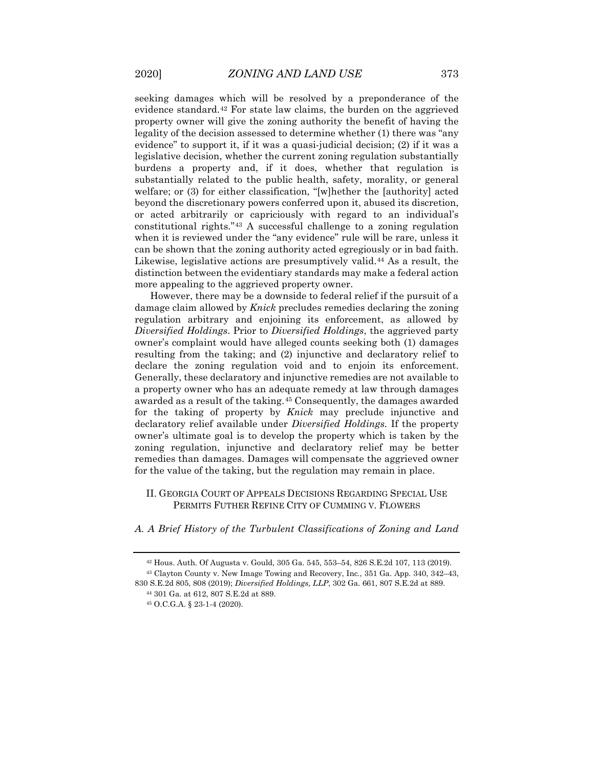seeking damages which will be resolved by a preponderance of the evidence standard.[42] For state law claims, the burden on the aggrieved property owner will give the zoning authority the benefit of having the legality of the decision assessed to determine whether (1) there was "any evidence" to support it, if it was a quasi-judicial decision; (2) if it was a legislative decision, whether the current zoning regulation substantially burdens a property and, if it does, whether that regulation is substantially related to the public health, safety, morality, or general welfare; or (3) for either classification, "[w]hether the [authority] acted beyond the discretionary powers conferred upon it, abused its discretion, or acted arbitrarily or capriciously with regard to an individual's constitutional rights."[43] A successful challenge to a zoning regulation when it is reviewed under the "any evidence" rule will be rare, unless it can be shown that the zoning authority acted egregiously or in bad faith. Likewise, legislative actions are presumptively valid.[44] As a result, the distinction between the evidentiary standards may make a federal action more appealing to the aggrieved property owner.

However, there may be a downside to federal relief if the pursuit of a damage claim allowed by *Knick* precludes remedies declaring the zoning regulation arbitrary and enjoining its enforcement, as allowed by *Diversified Holdings*. Prior to *Diversified Holdings*, the aggrieved party owner's complaint would have alleged counts seeking both (1) damages resulting from the taking; and (2) injunctive and declaratory relief to declare the zoning regulation void and to enjoin its enforcement. Generally, these declaratory and injunctive remedies are not available to a property owner who has an adequate remedy at law through damages awarded as a result of the taking.[45] Consequently, the damages awarded for the taking of property by *Knick* may preclude injunctive and declaratory relief available under *Diversified Holdings*. If the property owner's ultimate goal is to develop the property which is taken by the zoning regulation, injunctive and declaratory relief may be better remedies than damages. Damages will compensate the aggrieved owner for the value of the taking, but the regulation may remain in place.

## II. Georgia Court of Appeals Decisions Regarding Special Use Permits Futher Refine City of Cumming v. Flowers

### *A. A Brief History of the Turbulent Classifications of Zoning and Land*

---

[42] Hous. Auth. Of Augusta v. Gould, 305 Ga. 545, 553–54, 826 S.E.2d 107, 113 (2019).

[43] Clayton County v. New Image Towing and Recovery, Inc., 351 Ga. App. 340, 342–43, 830 S.E.2d 805, 808 (2019); *Diversified Holdings, LLP*, 302 Ga. 661, 807 S.E.2d at 889.

[44] 301 Ga. at 612, 807 S.E.2d at 889.

[45] O.C.G.A. § 23-1-4 (2020).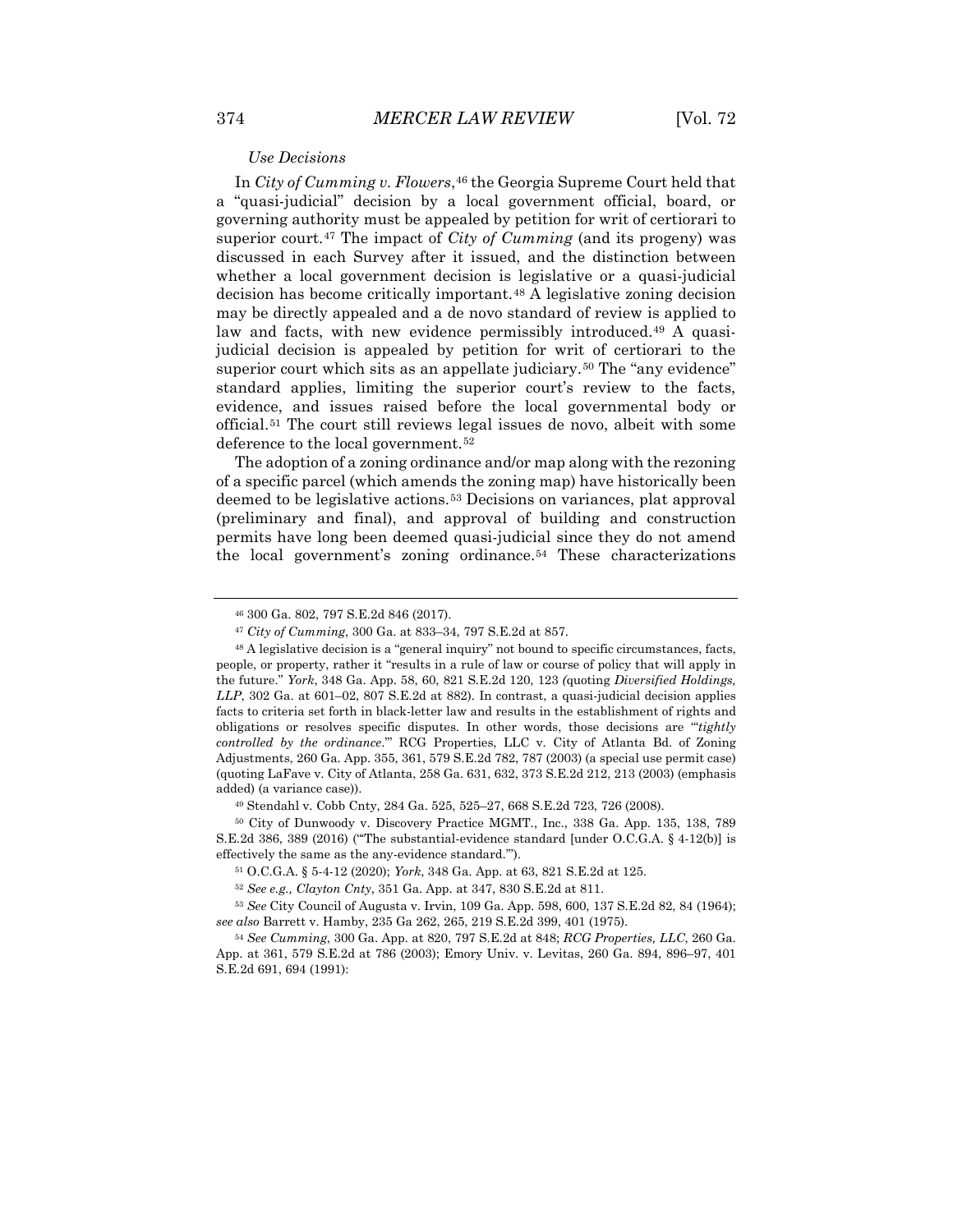*Use Decisions*

In *City of Cumming v. Flowers*,[46] the Georgia Supreme Court held that a "quasi-judicial" decision by a local government official, board, or governing authority must be appealed by petition for writ of certiorari to superior court.[47] The impact of *City of Cumming* (and its progeny) was discussed in each Survey after it issued, and the distinction between whether a local government decision is legislative or a quasi-judicial decision has become critically important.[48] A legislative zoning decision may be directly appealed and a de novo standard of review is applied to law and facts, with new evidence permissibly introduced.[49] A quasi-judicial decision is appealed by petition for writ of certiorari to the superior court which sits as an appellate judiciary.[50] The "any evidence" standard applies, limiting the superior court's review to the facts, evidence, and issues raised before the local governmental body or official.[51] The court still reviews legal issues de novo, albeit with some deference to the local government.[52]

The adoption of a zoning ordinance and/or map along with the rezoning of a specific parcel (which amends the zoning map) have historically been deemed to be legislative actions.[53] Decisions on variances, plat approval (preliminary and final), and approval of building and construction permits have long been deemed quasi-judicial since they do not amend the local government's zoning ordinance.[54] These characterizations

---

[46] 300 Ga. 802, 797 S.E.2d 846 (2017).

[47] *City of Cumming*, 300 Ga. at 833–34, 797 S.E.2d at 857.

[48] A legislative decision is a "general inquiry" not bound to specific circumstances, facts, people, or property, rather it "results in a rule of law or course of policy that will apply in the future." *York*, 348 Ga. App. 58, 60, 821 S.E.2d 120, 123 *(*quoting *Diversified Holdings, LLP*, 302 Ga. at 601–02, 807 S.E.2d at 882). In contrast, a quasi-judicial decision applies facts to criteria set forth in black-letter law and results in the establishment of rights and obligations or resolves specific disputes. In other words, those decisions are "'*tightly controlled by the ordinance*.'" RCG Properties, LLC v. City of Atlanta Bd. of Zoning Adjustments, 260 Ga. App. 355, 361, 579 S.E.2d 782, 787 (2003) (a special use permit case) (quoting LaFave v. City of Atlanta, 258 Ga. 631, 632, 373 S.E.2d 212, 213 (2003) (emphasis added) (a variance case)).

[49] Stendahl v. Cobb Cnty, 284 Ga. 525, 525–27, 668 S.E.2d 723, 726 (2008).

[50] City of Dunwoody v. Discovery Practice MGMT., Inc., 338 Ga. App. 135, 138, 789 S.E.2d 386, 389 (2016) ("'The substantial-evidence standard [under O.C.G.A. § 4-12(b)] is effectively the same as the any-evidence standard.'").

[51] O.C.G.A. § 5-4-12 (2020); *York*, 348 Ga. App. at 63, 821 S.E.2d at 125.

[52] *See e.g., Clayton Cnty*, 351 Ga. App. at 347, 830 S.E.2d at 811.

[53] *See* City Council of Augusta v. Irvin, 109 Ga. App. 598, 600, 137 S.E.2d 82, 84 (1964); *see also* Barrett v. Hamby, 235 Ga 262, 265, 219 S.E.2d 399, 401 (1975).

[54] *See Cumming*, 300 Ga. App. at 820, 797 S.E.2d at 848; *RCG Properties, LLC*, 260 Ga. App. at 361, 579 S.E.2d at 786 (2003); Emory Univ. v. Levitas, 260 Ga. 894, 896–97, 401 S.E.2d 691, 694 (1991):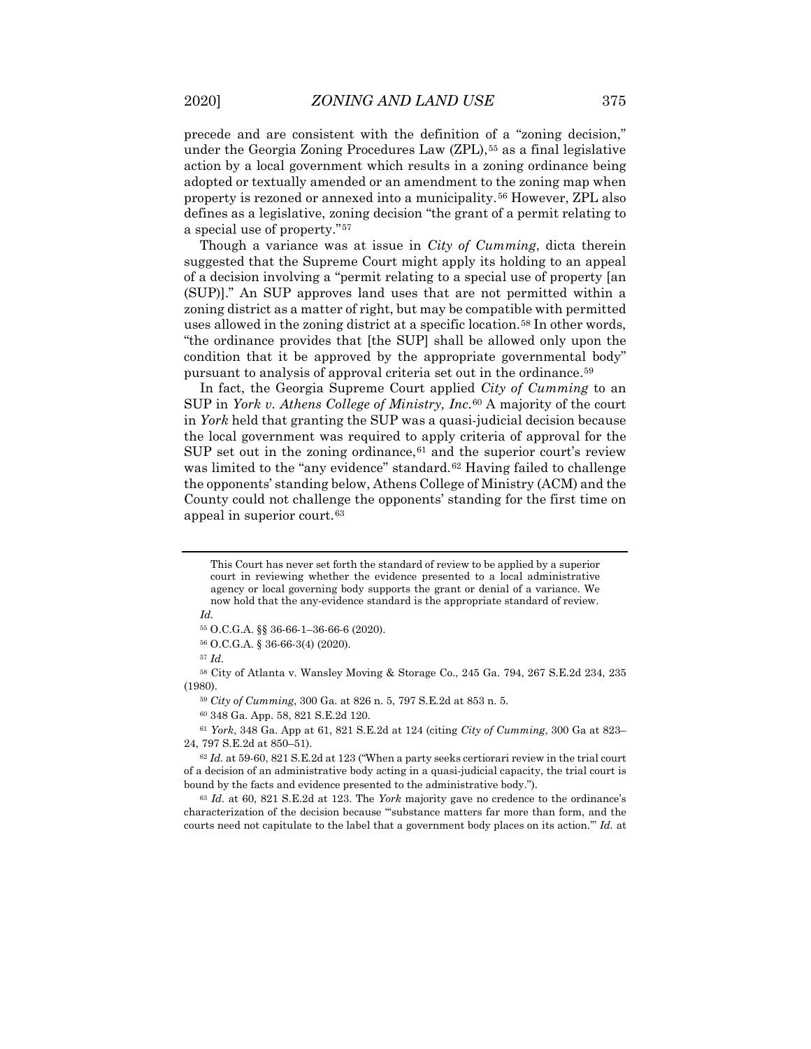precede and are consistent with the definition of a "zoning decision," under the Georgia Zoning Procedures Law (ZPL),[55] as a final legislative action by a local government which results in a zoning ordinance being adopted or textually amended or an amendment to the zoning map when property is rezoned or annexed into a municipality.[56] However, ZPL also defines as a legislative, zoning decision "the grant of a permit relating to a special use of property."[57]

Though a variance was at issue in *City of Cumming*, dicta therein suggested that the Supreme Court might apply its holding to an appeal of a decision involving a "permit relating to a special use of property [an (SUP)]." An SUP approves land uses that are not permitted within a zoning district as a matter of right, but may be compatible with permitted uses allowed in the zoning district at a specific location.[58] In other words, "the ordinance provides that [the SUP] shall be allowed only upon the condition that it be approved by the appropriate governmental body" pursuant to analysis of approval criteria set out in the ordinance.[59]

In fact, the Georgia Supreme Court applied *City of Cumming* to an SUP in *York v. Athens College of Ministry, Inc.*[60] A majority of the court in *York* held that granting the SUP was a quasi-judicial decision because the local government was required to apply criteria of approval for the SUP set out in the zoning ordinance,[61] and the superior court's review was limited to the "any evidence" standard.[62] Having failed to challenge the opponents' standing below, Athens College of Ministry (ACM) and the County could not challenge the opponents' standing for the first time on appeal in superior court.[63]

---

> This Court has never set forth the standard of review to be applied by a superior court in reviewing whether the evidence presented to a local administrative agency or local governing body supports the grant or denial of a variance. We now hold that the any-evidence standard is the appropriate standard of review.

*Id.*

[55] O.C.G.A. §§ 36-66-1–36-66-6 (2020).

[56] O.C.G.A. § 36-66-3(4) (2020).

[57] *Id.*

[58] City of Atlanta v. Wansley Moving & Storage Co., 245 Ga. 794, 267 S.E.2d 234, 235 (1980).

[59] *City of Cumming*, 300 Ga. at 826 n. 5, 797 S.E.2d at 853 n. 5.

[60] 348 Ga. App. 58, 821 S.E.2d 120.

[61] *York*, 348 Ga. App at 61, 821 S.E.2d at 124 (citing *City of Cumming*, 300 Ga at 823–24, 797 S.E.2d at 850–51).

[62] *Id.* at 59-60, 821 S.E.2d at 123 ("When a party seeks certiorari review in the trial court of a decision of an administrative body acting in a quasi-judicial capacity, the trial court is bound by the facts and evidence presented to the administrative body.").

[63] *Id.* at 60, 821 S.E.2d at 123. The *York* majority gave no credence to the ordinance's characterization of the decision because "'substance matters far more than form, and the courts need not capitulate to the label that a government body places on its action.'" *Id.* at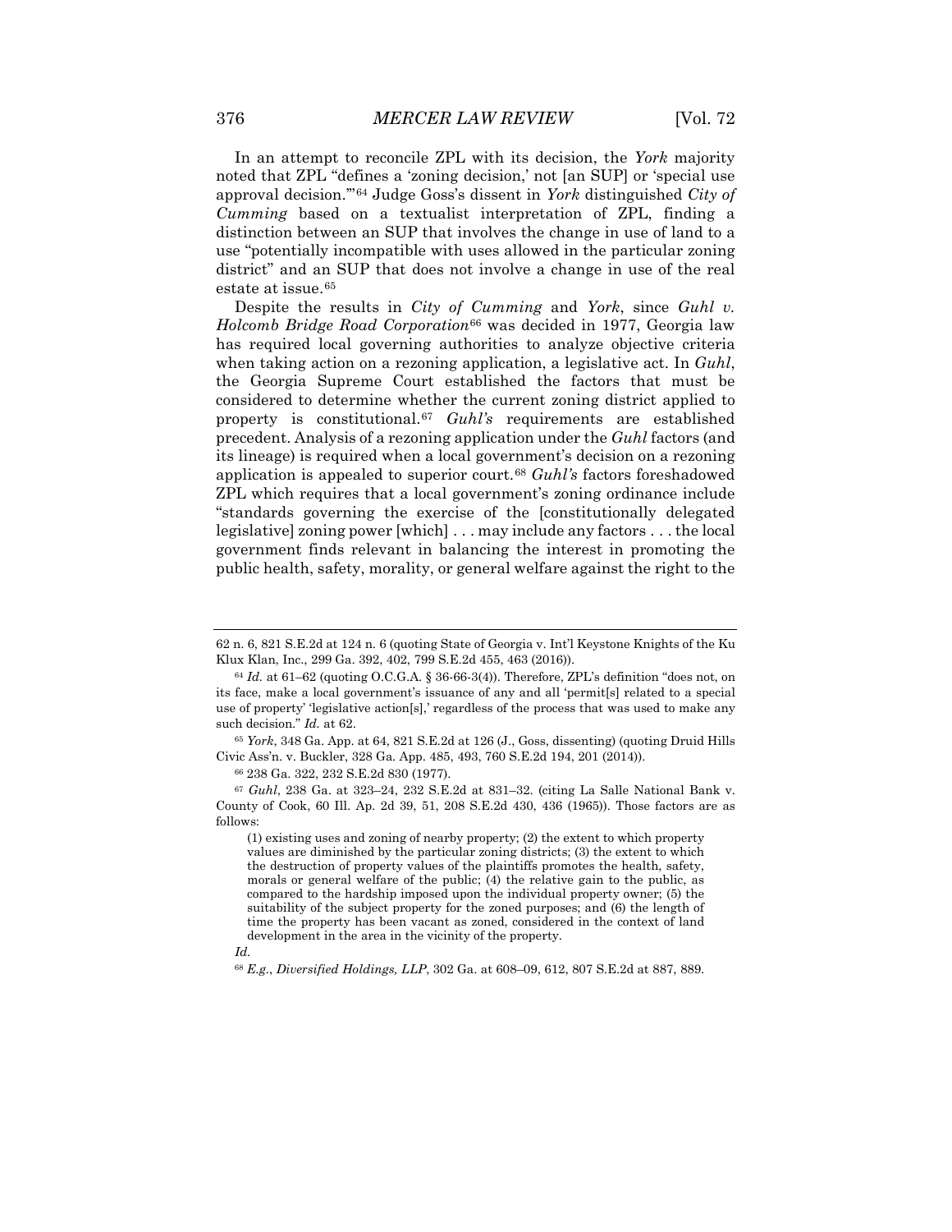In an attempt to reconcile ZPL with its decision, the *York* majority noted that ZPL "defines a 'zoning decision,' not [an SUP] or 'special use approval decision.'"[64] Judge Goss's dissent in *York* distinguished *City of Cumming* based on a textualist interpretation of ZPL, finding a distinction between an SUP that involves the change in use of land to a use "potentially incompatible with uses allowed in the particular zoning district" and an SUP that does not involve a change in use of the real estate at issue.[65]

Despite the results in *City of Cumming* and *York*, since *Guhl v. Holcomb Bridge Road Corporation*[66] was decided in 1977, Georgia law has required local governing authorities to analyze objective criteria when taking action on a rezoning application, a legislative act. In *Guhl*, the Georgia Supreme Court established the factors that must be considered to determine whether the current zoning district applied to property is constitutional.[67] *Guhl's* requirements are established precedent. Analysis of a rezoning application under the *Guhl* factors (and its lineage) is required when a local government's decision on a rezoning application is appealed to superior court.[68] *Guhl's* factors foreshadowed ZPL which requires that a local government's zoning ordinance include "standards governing the exercise of the [constitutionally delegated legislative] zoning power [which] . . . may include any factors . . . the local government finds relevant in balancing the interest in promoting the public health, safety, morality, or general welfare against the right to the

---

62 n. 6, 821 S.E.2d at 124 n. 6 (quoting State of Georgia v. Int'l Keystone Knights of the Ku Klux Klan, Inc., 299 Ga. 392, 402, 799 S.E.2d 455, 463 (2016)).

[64] *Id.* at 61–62 (quoting O.C.G.A. § 36-66-3(4)). Therefore, ZPL's definition "does not, on its face, make a local government's issuance of any and all 'permit[s] related to a special use of property' 'legislative action[s],' regardless of the process that was used to make any such decision." *Id.* at 62.

[65] *York*, 348 Ga. App. at 64, 821 S.E.2d at 126 (J., Goss, dissenting) (quoting Druid Hills Civic Ass'n. v. Buckler, 328 Ga. App. 485, 493, 760 S.E.2d 194, 201 (2014)).

[66] 238 Ga. 322, 232 S.E.2d 830 (1977).

[67] *Guhl*, 238 Ga. at 323–24, 232 S.E.2d at 831–32. (citing La Salle National Bank v. County of Cook, 60 Ill. Ap. 2d 39, 51, 208 S.E.2d 430, 436 (1965)). Those factors are as follows:

> (1) existing uses and zoning of nearby property; (2) the extent to which property values are diminished by the particular zoning districts; (3) the extent to which the destruction of property values of the plaintiffs promotes the health, safety, morals or general welfare of the public; (4) the relative gain to the public, as compared to the hardship imposed upon the individual property owner; (5) the suitability of the subject property for the zoned purposes; and (6) the length of time the property has been vacant as zoned, considered in the context of land development in the area in the vicinity of the property.

*Id.*

[68] *E.g.*, *Diversified Holdings, LLP*, 302 Ga. at 608–09, 612, 807 S.E.2d at 887, 889.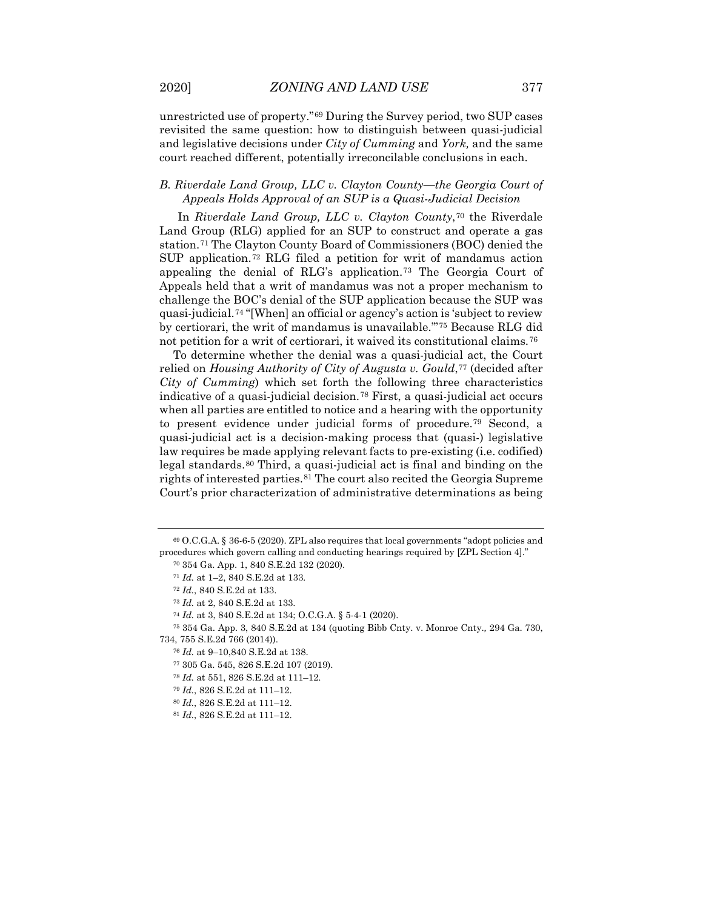unrestricted use of property."[69] During the Survey period, two SUP cases revisited the same question: how to distinguish between quasi-judicial and legislative decisions under *City of Cumming* and *York,* and the same court reached different, potentially irreconcilable conclusions in each.

### B. *Riverdale Land Group, LLC v. Clayton County*—the Georgia Court of Appeals Holds Approval of an SUP is a Quasi-Judicial Decision

In *Riverdale Land Group, LLC v. Clayton County*,[70] the Riverdale Land Group (RLG) applied for an SUP to construct and operate a gas station.[71] The Clayton County Board of Commissioners (BOC) denied the SUP application.[72] RLG filed a petition for writ of mandamus action appealing the denial of RLG's application.[73] The Georgia Court of Appeals held that a writ of mandamus was not a proper mechanism to challenge the BOC's denial of the SUP application because the SUP was quasi-judicial.[74] "[When] an official or agency's action is 'subject to review by certiorari, the writ of mandamus is unavailable.'"[75] Because RLG did not petition for a writ of certiorari, it waived its constitutional claims.[76]

To determine whether the denial was a quasi-judicial act, the Court relied on *Housing Authority of City of Augusta v. Gould*,[77] (decided after *City of Cumming*) which set forth the following three characteristics indicative of a quasi-judicial decision.[78] First, a quasi-judicial act occurs when all parties are entitled to notice and a hearing with the opportunity to present evidence under judicial forms of procedure.[79] Second, a quasi-judicial act is a decision-making process that (quasi-) legislative law requires be made applying relevant facts to pre-existing (i.e. codified) legal standards.[80] Third, a quasi-judicial act is final and binding on the rights of interested parties.[81] The court also recited the Georgia Supreme Court's prior characterization of administrative determinations as being

---

[69] O.C.G.A. § 36-6-5 (2020). ZPL also requires that local governments "adopt policies and procedures which govern calling and conducting hearings required by [ZPL Section 4]."

[70] 354 Ga. App. 1, 840 S.E.2d 132 (2020).

[71] *Id.* at 1–2, 840 S.E.2d at 133.

[72] *Id.*, 840 S.E.2d at 133.

[73] *Id.* at 2, 840 S.E.2d at 133.

[74] *Id.* at 3, 840 S.E.2d at 134; O.C.G.A. § 5-4-1 (2020).

[75] 354 Ga. App. 3, 840 S.E.2d at 134 (quoting Bibb Cnty. v. Monroe Cnty., 294 Ga. 730, 734, 755 S.E.2d 766 (2014)).

[76] *Id.* at 9–10,840 S.E.2d at 138.

[77] 305 Ga. 545, 826 S.E.2d 107 (2019).

[78] *Id.* at 551, 826 S.E.2d at 111–12.

[79] *Id.*, 826 S.E.2d at 111–12.

[80] *Id.*, 826 S.E.2d at 111–12.

[81] *Id.*, 826 S.E.2d at 111–12.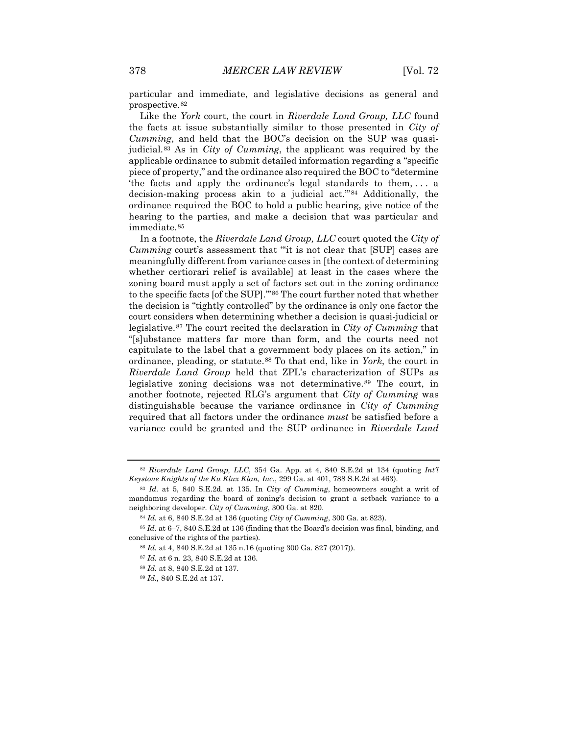particular and immediate, and legislative decisions as general and prospective.[82]

Like the *York* court, the court in *Riverdale Land Group, LLC* found the facts at issue substantially similar to those presented in *City of Cumming*, and held that the BOC's decision on the SUP was quasi-judicial.[83] As in *City of Cumming*, the applicant was required by the applicable ordinance to submit detailed information regarding a "specific piece of property," and the ordinance also required the BOC to "determine 'the facts and apply the ordinance's legal standards to them, . . . a decision-making process akin to a judicial act.'"[84] Additionally, the ordinance required the BOC to hold a public hearing, give notice of the hearing to the parties, and make a decision that was particular and immediate.[85]

In a footnote, the *Riverdale Land Group, LLC* court quoted the *City of Cumming* court's assessment that "'it is not clear that [SUP] cases are meaningfully different from variance cases in [the context of determining whether certiorari relief is available] at least in the cases where the zoning board must apply a set of factors set out in the zoning ordinance to the specific facts [of the SUP].'"[86] The court further noted that whether the decision is "tightly controlled" by the ordinance is only one factor the court considers when determining whether a decision is quasi-judicial or legislative.[87] The court recited the declaration in *City of Cumming* that "[s]ubstance matters far more than form, and the courts need not capitulate to the label that a government body places on its action," in ordinance, pleading, or statute.[88] To that end, like in *York*, the court in *Riverdale Land Group* held that ZPL's characterization of SUPs as legislative zoning decisions was not determinative.[89] The court, in another footnote, rejected RLG's argument that *City of Cumming* was distinguishable because the variance ordinance in *City of Cumming* required that all factors under the ordinance *must* be satisfied before a variance could be granted and the SUP ordinance in *Riverdale Land*

---

[82] *Riverdale Land Group, LLC*, 354 Ga. App. at 4, 840 S.E.2d at 134 (quoting *Int'l Keystone Knights of the Ku Klux Klan, Inc*., 299 Ga. at 401, 788 S.E.2d at 463).

[83] *Id.* at 5, 840 S.E.2d. at 135. In *City of Cumming*, homeowners sought a writ of mandamus regarding the board of zoning's decision to grant a setback variance to a neighboring developer. *City of Cumming*, 300 Ga. at 820.

[84] *Id.* at 6, 840 S.E.2d at 136 (quoting *City of Cumming*, 300 Ga. at 823).

[85] *Id.* at 6–7, 840 S.E.2d at 136 (finding that the Board's decision was final, binding, and conclusive of the rights of the parties).

[86] *Id.* at 4, 840 S.E.2d at 135 n.16 (quoting 300 Ga. 827 (2017)).

[87] *Id.* at 6 n. 23, 840 S.E.2d at 136.

[88] *Id.* at 8, 840 S.E.2d at 137.

[89] *Id.,* 840 S.E.2d at 137.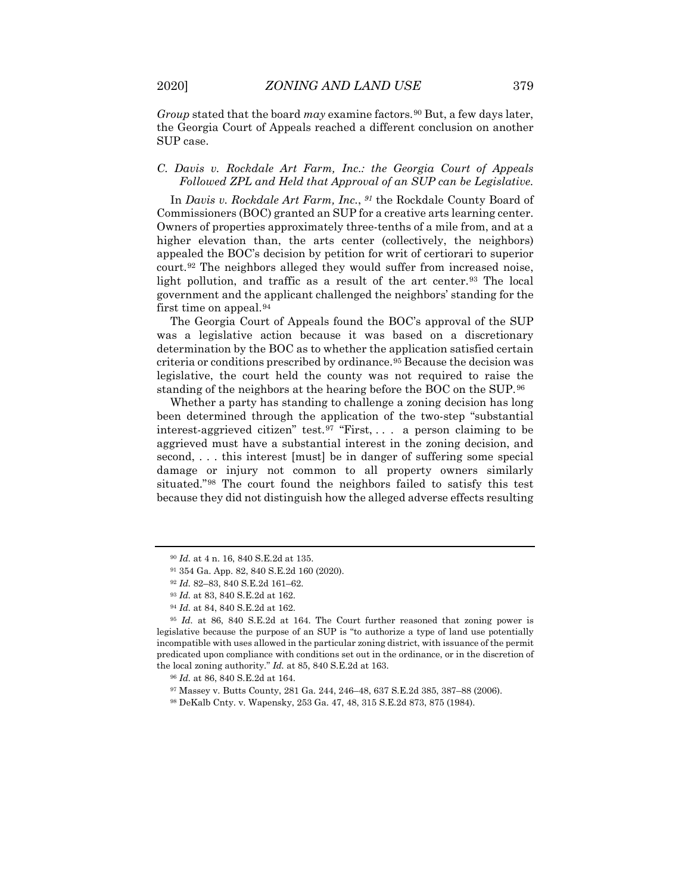*Group* stated that the board *may* examine factors.[90] But, a few days later, the Georgia Court of Appeals reached a different conclusion on another SUP case.

### *C. Davis v. Rockdale Art Farm, Inc.: the Georgia Court of Appeals Followed ZPL and Held that Approval of an SUP can be Legislative.*

In *Davis v. Rockdale Art Farm, Inc.*, [91] the Rockdale County Board of Commissioners (BOC) granted an SUP for a creative arts learning center. Owners of properties approximately three-tenths of a mile from, and at a higher elevation than, the arts center (collectively, the neighbors) appealed the BOC's decision by petition for writ of certiorari to superior court.[92] The neighbors alleged they would suffer from increased noise, light pollution, and traffic as a result of the art center.[93] The local government and the applicant challenged the neighbors' standing for the first time on appeal.[94]

The Georgia Court of Appeals found the BOC's approval of the SUP was a legislative action because it was based on a discretionary determination by the BOC as to whether the application satisfied certain criteria or conditions prescribed by ordinance.[95] Because the decision was legislative, the court held the county was not required to raise the standing of the neighbors at the hearing before the BOC on the SUP.[96]

Whether a party has standing to challenge a zoning decision has long been determined through the application of the two-step "substantial interest-aggrieved citizen" test.[97] "First, . . . a person claiming to be aggrieved must have a substantial interest in the zoning decision, and second, . . . this interest [must] be in danger of suffering some special damage or injury not common to all property owners similarly situated."[98] The court found the neighbors failed to satisfy this test because they did not distinguish how the alleged adverse effects resulting

---

[90] *Id.* at 4 n. 16, 840 S.E.2d at 135.

[91] 354 Ga. App. 82, 840 S.E.2d 160 (2020).

[92] *Id.* 82–83, 840 S.E.2d 161–62.

[93] *Id.* at 83, 840 S.E.2d at 162.

[94] *Id.* at 84, 840 S.E.2d at 162.

[95] *Id.* at 86, 840 S.E.2d at 164. The Court further reasoned that zoning power is legislative because the purpose of an SUP is "to authorize a type of land use potentially incompatible with uses allowed in the particular zoning district, with issuance of the permit predicated upon compliance with conditions set out in the ordinance, or in the discretion of the local zoning authority." *Id.* at 85, 840 S.E.2d at 163.

[96] *Id.* at 86, 840 S.E.2d at 164.

[97] Massey v. Butts County, 281 Ga. 244, 246–48, 637 S.E.2d 385, 387–88 (2006).

[98] DeKalb Cnty. v. Wapensky, 253 Ga. 47, 48, 315 S.E.2d 873, 875 (1984).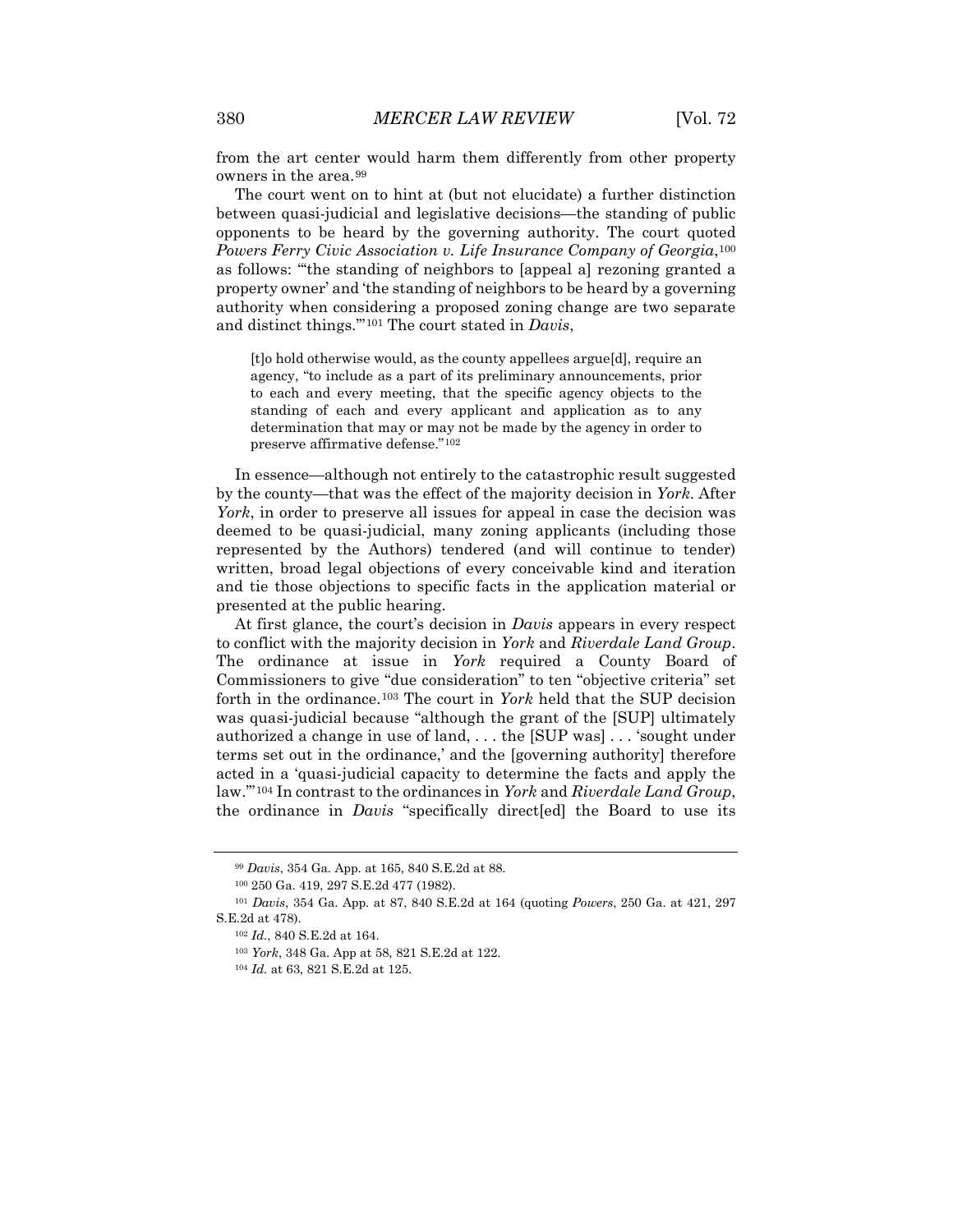from the art center would harm them differently from other property owners in the area.[99]

The court went on to hint at (but not elucidate) a further distinction between quasi-judicial and legislative decisions—the standing of public opponents to be heard by the governing authority. The court quoted *Powers Ferry Civic Association v. Life Insurance Company of Georgia*,[100] as follows: "'the standing of neighbors to [appeal a] rezoning granted a property owner' and 'the standing of neighbors to be heard by a governing authority when considering a proposed zoning change are two separate and distinct things.'"[101] The court stated in *Davis*,

> [t]o hold otherwise would, as the county appellees argue[d], require an agency, "to include as a part of its preliminary announcements, prior to each and every meeting, that the specific agency objects to the standing of each and every applicant and application as to any determination that may or may not be made by the agency in order to preserve affirmative defense."[102]

In essence—although not entirely to the catastrophic result suggested by the county—that was the effect of the majority decision in *York*. After *York*, in order to preserve all issues for appeal in case the decision was deemed to be quasi-judicial, many zoning applicants (including those represented by the Authors) tendered (and will continue to tender) written, broad legal objections of every conceivable kind and iteration and tie those objections to specific facts in the application material or presented at the public hearing.

At first glance, the court's decision in *Davis* appears in every respect to conflict with the majority decision in *York* and *Riverdale Land Group*. The ordinance at issue in *York* required a County Board of Commissioners to give "due consideration" to ten "objective criteria" set forth in the ordinance.[103] The court in *York* held that the SUP decision was quasi-judicial because "although the grant of the [SUP] ultimately authorized a change in use of land, . . . the [SUP was] . . . 'sought under terms set out in the ordinance,' and the [governing authority] therefore acted in a 'quasi-judicial capacity to determine the facts and apply the law.'"[104] In contrast to the ordinances in *York* and *Riverdale Land Group*, the ordinance in *Davis* "specifically direct[ed] the Board to use its

---

[99] *Davis*, 354 Ga. App. at 165, 840 S.E.2d at 88.

[100] 250 Ga. 419, 297 S.E.2d 477 (1982).

[101] *Davis*, 354 Ga. App. at 87, 840 S.E.2d at 164 (quoting *Powers*, 250 Ga. at 421, 297 S.E.2d at 478).

[102] *Id.*, 840 S.E.2d at 164.

[103] *York*, 348 Ga. App at 58, 821 S.E.2d at 122.

[104] *Id.* at 63, 821 S.E.2d at 125.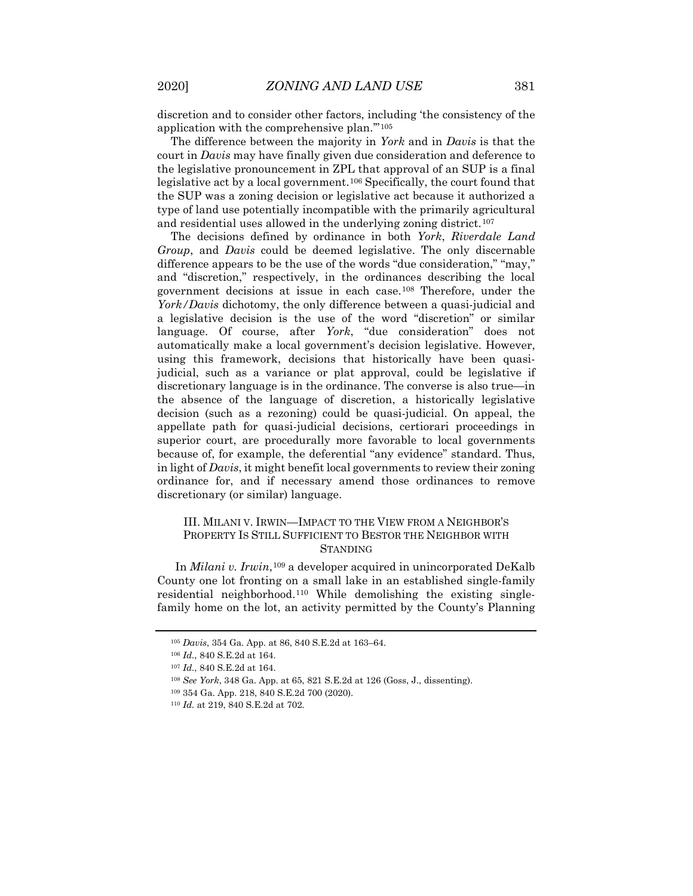discretion and to consider other factors, including 'the consistency of the application with the comprehensive plan.'"[105]

The difference between the majority in *York* and in *Davis* is that the court in *Davis* may have finally given due consideration and deference to the legislative pronouncement in ZPL that approval of an SUP is a final legislative act by a local government.[106] Specifically, the court found that the SUP was a zoning decision or legislative act because it authorized a type of land use potentially incompatible with the primarily agricultural and residential uses allowed in the underlying zoning district.[107]

The decisions defined by ordinance in both *York*, *Riverdale Land Group*, and *Davis* could be deemed legislative. The only discernable difference appears to be the use of the words "due consideration," "may," and "discretion," respectively, in the ordinances describing the local government decisions at issue in each case.[108] Therefore, under the *York/Davis* dichotomy, the only difference between a quasi-judicial and a legislative decision is the use of the word "discretion" or similar language. Of course, after *York*, "due consideration" does not automatically make a local government's decision legislative. However, using this framework, decisions that historically have been quasi-judicial, such as a variance or plat approval, could be legislative if discretionary language is in the ordinance. The converse is also true—in the absence of the language of discretion, a historically legislative decision (such as a rezoning) could be quasi-judicial. On appeal, the appellate path for quasi-judicial decisions, certiorari proceedings in superior court, are procedurally more favorable to local governments because of, for example, the deferential "any evidence" standard. Thus, in light of *Davis*, it might benefit local governments to review their zoning ordinance for, and if necessary amend those ordinances to remove discretionary (or similar) language.

## III. MILANI V. IRWIN—IMPACT TO THE VIEW FROM A NEIGHBOR'S PROPERTY IS STILL SUFFICIENT TO BESTOR THE NEIGHBOR WITH STANDING

In *Milani v. Irwin*,[109] a developer acquired in unincorporated DeKalb County one lot fronting on a small lake in an established single-family residential neighborhood.[110] While demolishing the existing single-family home on the lot, an activity permitted by the County's Planning

---

[105] *Davis*, 354 Ga. App. at 86, 840 S.E.2d at 163–64.

[106] *Id.*, 840 S.E.2d at 164.

[107] *Id.*, 840 S.E.2d at 164.

[108] *See York*, 348 Ga. App. at 65, 821 S.E.2d at 126 (Goss, J., dissenting).

[109] 354 Ga. App. 218, 840 S.E.2d 700 (2020).

[110] *Id.* at 219, 840 S.E.2d at 702.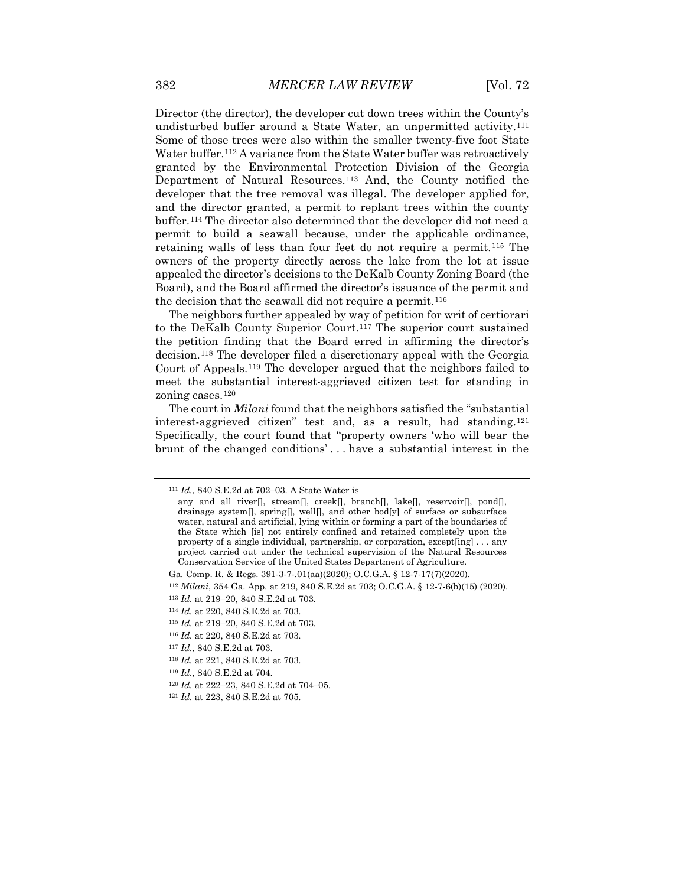Director (the director), the developer cut down trees within the County's undisturbed buffer around a State Water, an unpermitted activity.[111] Some of those trees were also within the smaller twenty-five foot State Water buffer.[112] A variance from the State Water buffer was retroactively granted by the Environmental Protection Division of the Georgia Department of Natural Resources.[113] And, the County notified the developer that the tree removal was illegal. The developer applied for, and the director granted, a permit to replant trees within the county buffer.[114] The director also determined that the developer did not need a permit to build a seawall because, under the applicable ordinance, retaining walls of less than four feet do not require a permit.[115] The owners of the property directly across the lake from the lot at issue appealed the director's decisions to the DeKalb County Zoning Board (the Board), and the Board affirmed the director's issuance of the permit and the decision that the seawall did not require a permit.[116]

The neighbors further appealed by way of petition for writ of certiorari to the DeKalb County Superior Court.[117] The superior court sustained the petition finding that the Board erred in affirming the director's decision.[118] The developer filed a discretionary appeal with the Georgia Court of Appeals.[119] The developer argued that the neighbors failed to meet the substantial interest-aggrieved citizen test for standing in zoning cases.[120]

The court in *Milani* found that the neighbors satisfied the "substantial interest-aggrieved citizen" test and, as a result, had standing.[121] Specifically, the court found that "property owners 'who will bear the brunt of the changed conditions' . . . have a substantial interest in the

---

[111] *Id.*, 840 S.E.2d at 702–03. A State Water is

> any and all river[], stream[], creek[], branch[], lake[], reservoir[], pond[], drainage system[], spring[], well[], and other bod[y] of surface or subsurface water, natural and artificial, lying within or forming a part of the boundaries of the State which [is] not entirely confined and retained completely upon the property of a single individual, partnership, or corporation, except[ing] . . . any project carried out under the technical supervision of the Natural Resources Conservation Service of the United States Department of Agriculture.

Ga. Comp. R. & Regs. 391-3-7-.01(aa)(2020); O.C.G.A. § 12-7-17(7)(2020).

[112] *Milani*, 354 Ga. App. at 219, 840 S.E.2d at 703; O.C.G.A. § 12-7-6(b)(15) (2020).

[113] *Id.* at 219–20, 840 S.E.2d at 703.

[114] *Id.* at 220, 840 S.E.2d at 703.

[115] *Id.* at 219–20, 840 S.E.2d at 703.

[116] *Id.* at 220, 840 S.E.2d at 703.

[117] *Id.*, 840 S.E.2d at 703.

[118] *Id.* at 221, 840 S.E.2d at 703.

[119] *Id.*, 840 S.E.2d at 704.

[120] *Id.* at 222–23, 840 S.E.2d at 704–05.

[121] *Id.* at 223, 840 S.E.2d at 705.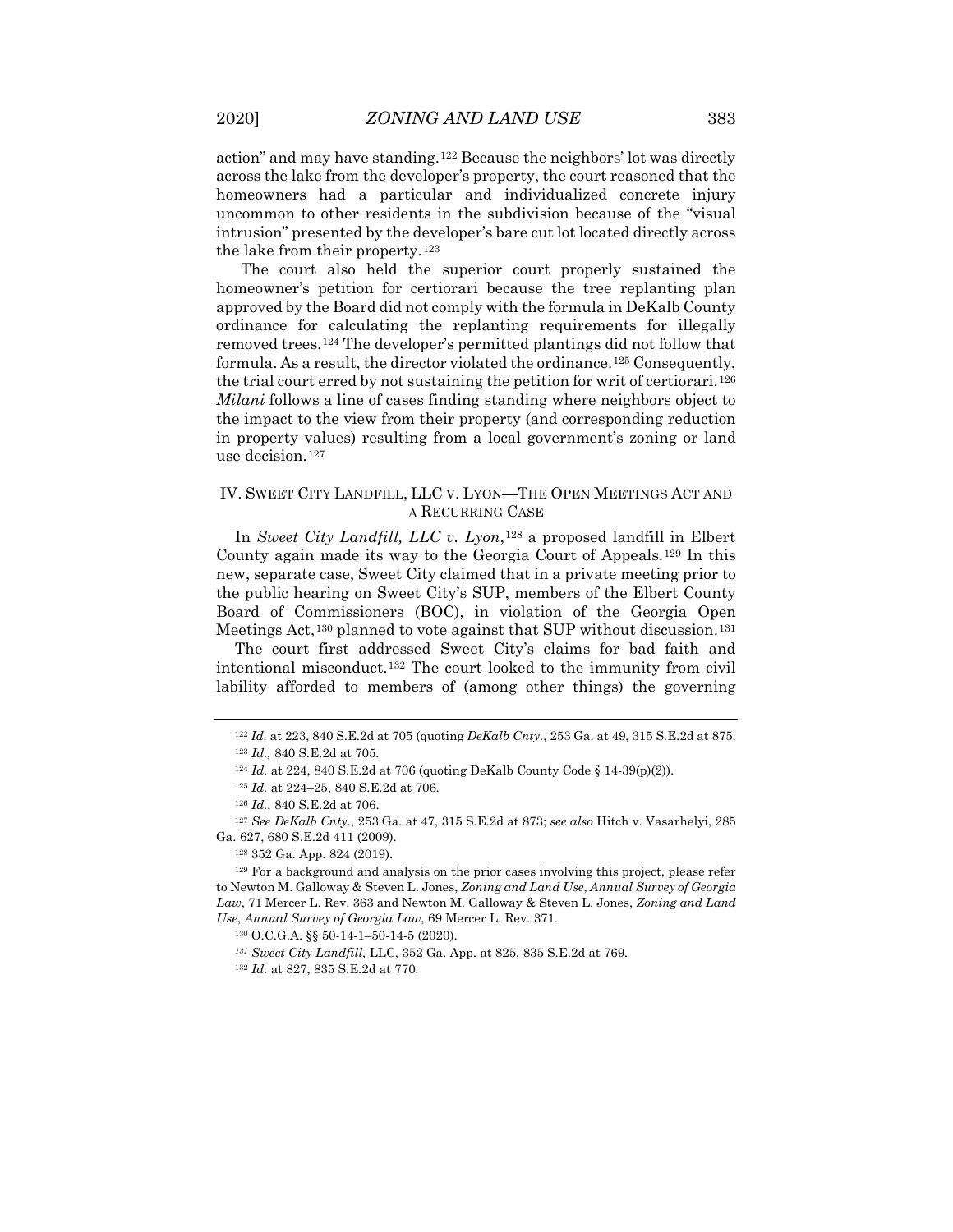action" and may have standing.[122] Because the neighbors' lot was directly across the lake from the developer's property, the court reasoned that the homeowners had a particular and individualized concrete injury uncommon to other residents in the subdivision because of the "visual intrusion" presented by the developer's bare cut lot located directly across the lake from their property.[123]

The court also held the superior court properly sustained the homeowner's petition for certiorari because the tree replanting plan approved by the Board did not comply with the formula in DeKalb County ordinance for calculating the replanting requirements for illegally removed trees.[124] The developer's permitted plantings did not follow that formula. As a result, the director violated the ordinance.[125] Consequently, the trial court erred by not sustaining the petition for writ of certiorari.[126] *Milani* follows a line of cases finding standing where neighbors object to the impact to the view from their property (and corresponding reduction in property values) resulting from a local government's zoning or land use decision.[127]

## IV. SWEET CITY LANDFILL, LLC V. LYON—THE OPEN MEETINGS ACT AND A RECURRING CASE

In *Sweet City Landfill, LLC v. Lyon*,[128] a proposed landfill in Elbert County again made its way to the Georgia Court of Appeals.[129] In this new, separate case, Sweet City claimed that in a private meeting prior to the public hearing on Sweet City's SUP, members of the Elbert County Board of Commissioners (BOC), in violation of the Georgia Open Meetings Act,[130] planned to vote against that SUP without discussion.[131]

The court first addressed Sweet City's claims for bad faith and intentional misconduct.[132] The court looked to the immunity from civil lability afforded to members of (among other things) the governing

---

[122] *Id.* at 223, 840 S.E.2d at 705 (quoting *DeKalb Cnty.*, 253 Ga. at 49, 315 S.E.2d at 875.

[123] *Id.,* 840 S.E.2d at 705.

[124] *Id.* at 224, 840 S.E.2d at 706 (quoting DeKalb County Code § 14-39(p)(2)).

[125] *Id.* at 224–25, 840 S.E.2d at 706.

[126] *Id.*, 840 S.E.2d at 706.

[127] *See DeKalb Cnty.*, 253 Ga. at 47, 315 S.E.2d at 873; *see also* Hitch v. Vasarhelyi, 285 Ga. 627, 680 S.E.2d 411 (2009).

[128] 352 Ga. App. 824 (2019).

[129] For a background and analysis on the prior cases involving this project, please refer to Newton M. Galloway & Steven L. Jones, *Zoning and Land Use*, *Annual Survey of Georgia Law*, 71 Mercer L. Rev. 363 and Newton M. Galloway & Steven L. Jones, *Zoning and Land Use*, *Annual Survey of Georgia Law*, 69 Mercer L. Rev. 371.

[130] O.C.G.A. §§ 50-14-1–50-14-5 (2020).

[131] *Sweet City Landfill,* LLC, 352 Ga. App. at 825, 835 S.E.2d at 769.

[132] *Id.* at 827, 835 S.E.2d at 770.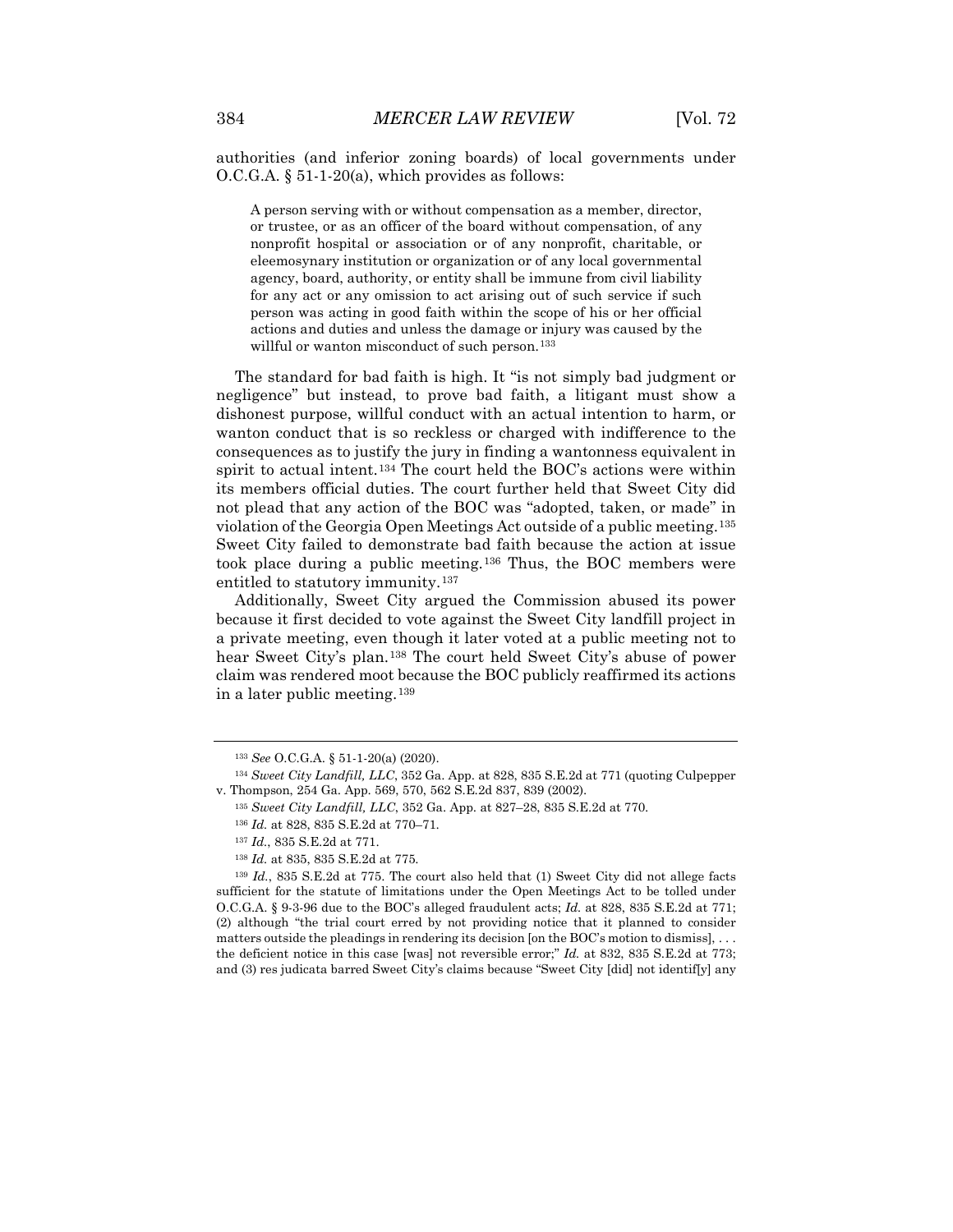authorities (and inferior zoning boards) of local governments under O.C.G.A. § 51-1-20(a), which provides as follows:

> A person serving with or without compensation as a member, director, or trustee, or as an officer of the board without compensation, of any nonprofit hospital or association or of any nonprofit, charitable, or eleemosynary institution or organization or of any local governmental agency, board, authority, or entity shall be immune from civil liability for any act or any omission to act arising out of such service if such person was acting in good faith within the scope of his or her official actions and duties and unless the damage or injury was caused by the willful or wanton misconduct of such person.[133]

The standard for bad faith is high. It "is not simply bad judgment or negligence" but instead, to prove bad faith, a litigant must show a dishonest purpose, willful conduct with an actual intention to harm, or wanton conduct that is so reckless or charged with indifference to the consequences as to justify the jury in finding a wantonness equivalent in spirit to actual intent.[134] The court held the BOC's actions were within its members official duties. The court further held that Sweet City did not plead that any action of the BOC was "adopted, taken, or made" in violation of the Georgia Open Meetings Act outside of a public meeting.[135] Sweet City failed to demonstrate bad faith because the action at issue took place during a public meeting.[136] Thus, the BOC members were entitled to statutory immunity.[137]

Additionally, Sweet City argued the Commission abused its power because it first decided to vote against the Sweet City landfill project in a private meeting, even though it later voted at a public meeting not to hear Sweet City's plan.[138] The court held Sweet City's abuse of power claim was rendered moot because the BOC publicly reaffirmed its actions in a later public meeting.[139]

---

[133] *See* O.C.G.A. § 51-1-20(a) (2020).

[134] *Sweet City Landfill, LLC*, 352 Ga. App. at 828, 835 S.E.2d at 771 (quoting Culpepper v. Thompson, 254 Ga. App. 569, 570, 562 S.E.2d 837, 839 (2002).

[135] *Sweet City Landfill, LLC*, 352 Ga. App. at 827–28, 835 S.E.2d at 770.

[136] *Id.* at 828, 835 S.E.2d at 770–71.

[137] *Id.*, 835 S.E.2d at 771.

[138] *Id.* at 835, 835 S.E.2d at 775.

[139] *Id.*, 835 S.E.2d at 775. The court also held that (1) Sweet City did not allege facts sufficient for the statute of limitations under the Open Meetings Act to be tolled under O.C.G.A. § 9-3-96 due to the BOC's alleged fraudulent acts; *Id.* at 828, 835 S.E.2d at 771; (2) although "the trial court erred by not providing notice that it planned to consider matters outside the pleadings in rendering its decision [on the BOC's motion to dismiss], . . . the deficient notice in this case [was] not reversible error;" *Id.* at 832, 835 S.E.2d at 773; and (3) res judicata barred Sweet City's claims because "Sweet City [did] not identif[y] any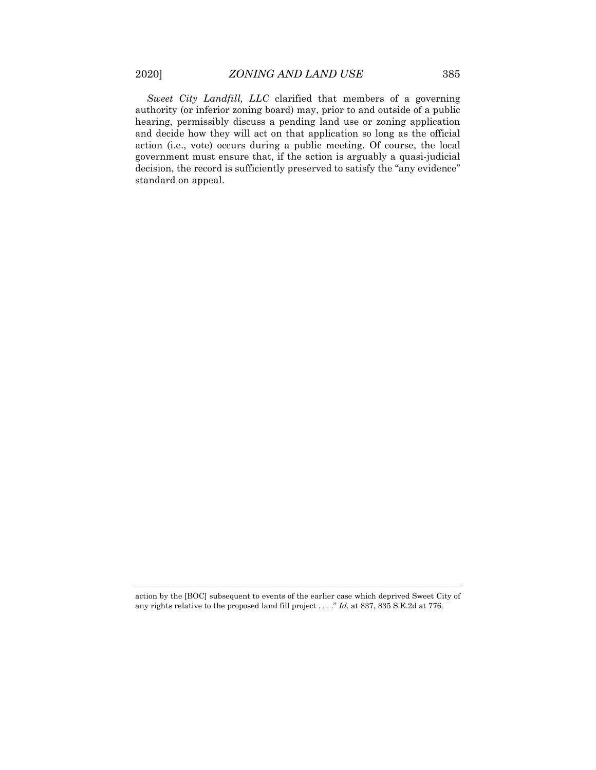*Sweet City Landfill, LLC* clarified that members of a governing authority (or inferior zoning board) may, prior to and outside of a public hearing, permissibly discuss a pending land use or zoning application and decide how they will act on that application so long as the official action (i.e., vote) occurs during a public meeting. Of course, the local government must ensure that, if the action is arguably a quasi-judicial decision, the record is sufficiently preserved to satisfy the "any evidence" standard on appeal.

---

action by the [BOC] subsequent to events of the earlier case which deprived Sweet City of any rights relative to the proposed land fill project . . . ." *Id.* at 837, 835 S.E.2d at 776.